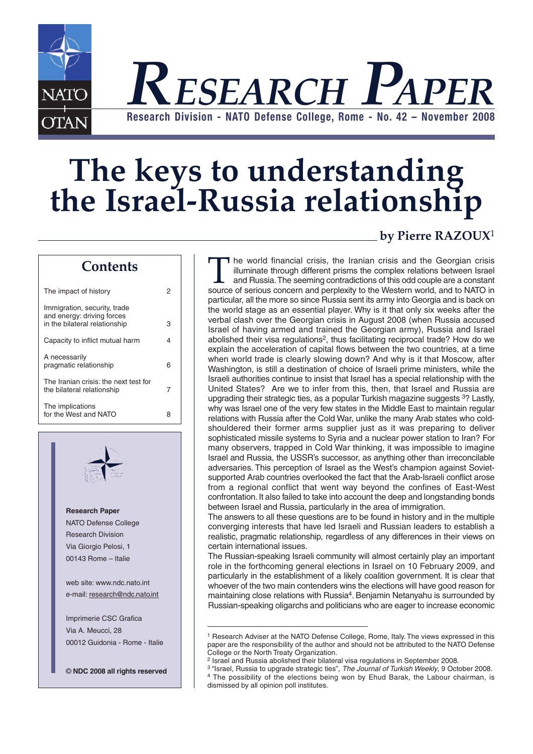# RESEARCH PAPER

**Research Division - NATO Defense College, Rome - No. 42 – November 2008**

# The keys to understanding the Israel-Russia relationship

**by Pierre RAZOUX**[1]

## Contents

| | |
|---|---|
| The impact of history | 2 |
| Immigration, security, trade and energy: driving forces in the bilateral relationship | 3 |
| Capacity to inflict mutual harm | 4 |
| A necessarily pragmatic relationship | 6 |
| The Iranian crisis: the next test for the bilateral relationship | 7 |
| The implications for the West and NATO | 8 |

**Research Paper**
NATO Defense College
Research Division
Via Giorgio Pelosi, 1
00143 Rome – Italie

web site: www.ndc.nato.int
e-mail: research@ndc.nato.int

Imprimerie CSC Grafica
Via A. Meucci, 28
00012 Guidonia - Rome - Italie

**© NDC 2008 all rights reserved**

The world financial crisis, the Iranian crisis and the Georgian crisis illuminate through different prisms the complex relations between Israel and Russia. The seeming contradictions of this odd couple are a constant source of serious concern and perplexity to the Western world, and to NATO in particular, all the more so since Russia sent its army into Georgia and is back on the world stage as an essential player. Why is it that only six weeks after the verbal clash over the Georgian crisis in August 2008 (when Russia accused Israel of having armed and trained the Georgian army), Russia and Israel abolished their visa regulations[2], thus facilitating reciprocal trade? How do we explain the acceleration of capital flows between the two countries, at a time when world trade is clearly slowing down? And why is it that Moscow, after Washington, is still a destination of choice of Israeli prime ministers, while the Israeli authorities continue to insist that Israel has a special relationship with the United States? Are we to infer from this, then, that Israel and Russia are upgrading their strategic ties, as a popular Turkish magazine suggests [3]? Lastly, why was Israel one of the very few states in the Middle East to maintain regular relations with Russia after the Cold War, unlike the many Arab states who cold-shouldered their former arms supplier just as it was preparing to deliver sophisticated missile systems to Syria and a nuclear power station to Iran? For many observers, trapped in Cold War thinking, it was impossible to imagine Israel and Russia, the USSR's successor, as anything other than irreconcilable adversaries. This perception of Israel as the West's champion against Soviet-supported Arab countries overlooked the fact that the Arab-Israeli conflict arose from a regional conflict that went way beyond the confines of East-West confrontation. It also failed to take into account the deep and longstanding bonds between Israel and Russia, particularly in the area of immigration.

The answers to all these questions are to be found in history and in the multiple converging interests that have led Israeli and Russian leaders to establish a realistic, pragmatic relationship, regardless of any differences in their views on certain international issues.

The Russian-speaking Israeli community will almost certainly play an important role in the forthcoming general elections in Israel on 10 February 2009, and particularly in the establishment of a likely coalition government. It is clear that whoever of the two main contenders wins the elections will have good reason for maintaining close relations with Russia[4]. Benjamin Netanyahu is surrounded by Russian-speaking oligarchs and politicians who are eager to increase economic

---

[1] Research Adviser at the NATO Defense College, Rome, Italy. The views expressed in this paper are the responsibility of the author and should not be attributed to the NATO Defense College or the North Treaty Organization.

[2] Israel and Russia abolished their bilateral visa regulations in September 2008.

[3] "Israel, Russia to upgrade strategic ties", *The Journal of Turkish Weekly*, 9 October 2008.

[4] The possibility of the elections being won by Ehud Barak, the Labour chairman, is dismissed by all opinion poll institutes.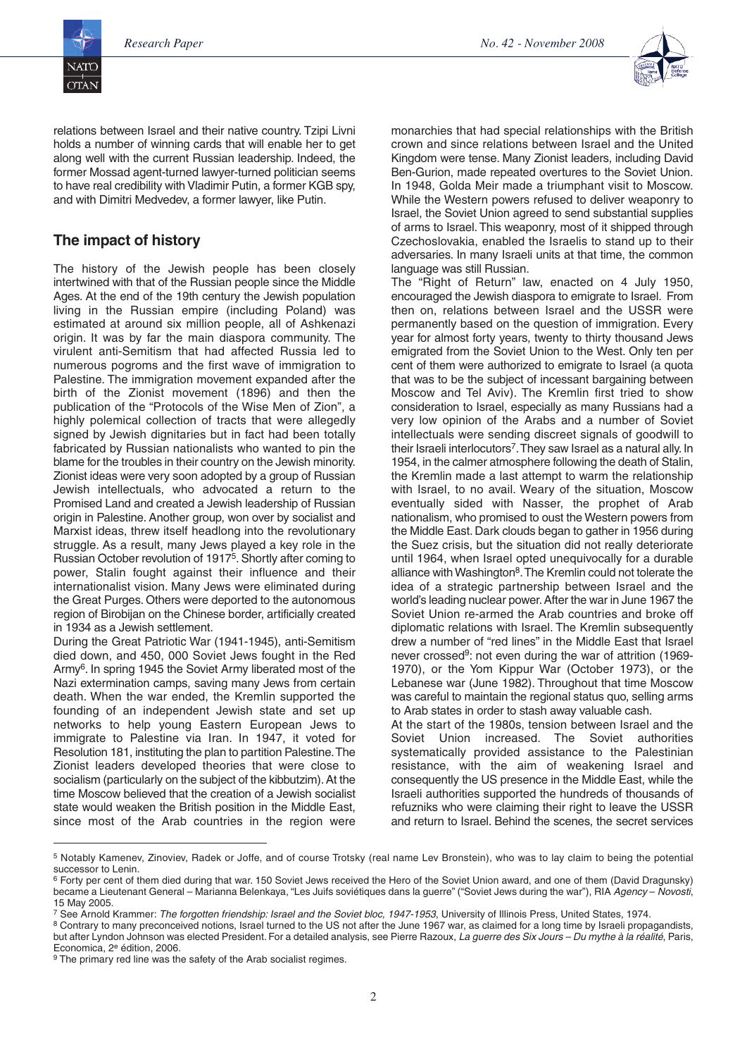relations between Israel and their native country. Tzipi Livni holds a number of winning cards that will enable her to get along well with the current Russian leadership. Indeed, the former Mossad agent-turned lawyer-turned politician seems to have real credibility with Vladimir Putin, a former KGB spy, and with Dimitri Medvedev, a former lawyer, like Putin.

## The impact of history

The history of the Jewish people has been closely intertwined with that of the Russian people since the Middle Ages. At the end of the 19th century the Jewish population living in the Russian empire (including Poland) was estimated at around six million people, all of Ashkenazi origin. It was by far the main diaspora community. The virulent anti-Semitism that had affected Russia led to numerous pogroms and the first wave of immigration to Palestine. The immigration movement expanded after the birth of the Zionist movement (1896) and then the publication of the "Protocols of the Wise Men of Zion", a highly polemical collection of tracts that were allegedly signed by Jewish dignitaries but in fact had been totally fabricated by Russian nationalists who wanted to pin the blame for the troubles in their country on the Jewish minority. Zionist ideas were very soon adopted by a group of Russian Jewish intellectuals, who advocated a return to the Promised Land and created a Jewish leadership of Russian origin in Palestine. Another group, won over by socialist and Marxist ideas, threw itself headlong into the revolutionary struggle. As a result, many Jews played a key role in the Russian October revolution of 1917[5]. Shortly after coming to power, Stalin fought against their influence and their internationalist vision. Many Jews were eliminated during the Great Purges. Others were deported to the autonomous region of Birobijan on the Chinese border, artificially created in 1934 as a Jewish settlement.

During the Great Patriotic War (1941-1945), anti-Semitism died down, and 450, 000 Soviet Jews fought in the Red Army[6]. In spring 1945 the Soviet Army liberated most of the Nazi extermination camps, saving many Jews from certain death. When the war ended, the Kremlin supported the founding of an independent Jewish state and set up networks to help young Eastern European Jews to immigrate to Palestine via Iran. In 1947, it voted for Resolution 181, instituting the plan to partition Palestine. The Zionist leaders developed theories that were close to socialism (particularly on the subject of the kibbutzim). At the time Moscow believed that the creation of a Jewish socialist state would weaken the British position in the Middle East, since most of the Arab countries in the region were monarchies that had special relationships with the British crown and since relations between Israel and the United Kingdom were tense. Many Zionist leaders, including David Ben-Gurion, made repeated overtures to the Soviet Union. In 1948, Golda Meir made a triumphant visit to Moscow. While the Western powers refused to deliver weaponry to Israel, the Soviet Union agreed to send substantial supplies of arms to Israel. This weaponry, most of it shipped through Czechoslovakia, enabled the Israelis to stand up to their adversaries. In many Israeli units at that time, the common language was still Russian.

The "Right of Return" law, enacted on 4 July 1950, encouraged the Jewish diaspora to emigrate to Israel. From then on, relations between Israel and the USSR were permanently based on the question of immigration. Every year for almost forty years, twenty to thirty thousand Jews emigrated from the Soviet Union to the West. Only ten per cent of them were authorized to emigrate to Israel (a quota that was to be the subject of incessant bargaining between Moscow and Tel Aviv). The Kremlin first tried to show consideration to Israel, especially as many Russians had a very low opinion of the Arabs and a number of Soviet intellectuals were sending discreet signals of goodwill to their Israeli interlocutors[7]. They saw Israel as a natural ally. In 1954, in the calmer atmosphere following the death of Stalin, the Kremlin made a last attempt to warm the relationship with Israel, to no avail. Weary of the situation, Moscow eventually sided with Nasser, the prophet of Arab nationalism, who promised to oust the Western powers from the Middle East. Dark clouds began to gather in 1956 during the Suez crisis, but the situation did not really deteriorate until 1964, when Israel opted unequivocally for a durable alliance with Washington[8]. The Kremlin could not tolerate the idea of a strategic partnership between Israel and the world's leading nuclear power. After the war in June 1967 the Soviet Union re-armed the Arab countries and broke off diplomatic relations with Israel. The Kremlin subsequently drew a number of "red lines" in the Middle East that Israel never crossed[9]: not even during the war of attrition (1969-1970), or the Yom Kippur War (October 1973), or the Lebanese war (June 1982). Throughout that time Moscow was careful to maintain the regional status quo, selling arms to Arab states in order to stash away valuable cash.

At the start of the 1980s, tension between Israel and the Soviet Union increased. The Soviet authorities systematically provided assistance to the Palestinian resistance, with the aim of weakening Israel and consequently the US presence in the Middle East, while the Israeli authorities supported the hundreds of thousands of refuzniks who were claiming their right to leave the USSR and return to Israel. Behind the scenes, the secret services

---

[5] Notably Kamenev, Zinoviev, Radek or Joffe, and of course Trotsky (real name Lev Bronstein), who was to lay claim to being the potential successor to Lenin.

[6] Forty per cent of them died during that war. 150 Soviet Jews received the Hero of the Soviet Union award, and one of them (David Dragunsky) became a Lieutenant General – Marianna Belenkaya, "Les Juifs soviétiques dans la guerre" ("Soviet Jews during the war"), RIA *Agency – Novosti*, 15 May 2005.

[7] See Arnold Krammer: *The forgotten friendship: Israel and the Soviet bloc, 1947-1953*, University of Illinois Press, United States, 1974.

[8] Contrary to many preconceived notions, Israel turned to the US not after the June 1967 war, as claimed for a long time by Israeli propagandists, but after Lyndon Johnson was elected President. For a detailed analysis, see Pierre Razoux, *La guerre des Six Jours – Du mythe à la réalité*, Paris, Economica, 2e édition, 2006.

[9] The primary red line was the safety of the Arab socialist regimes.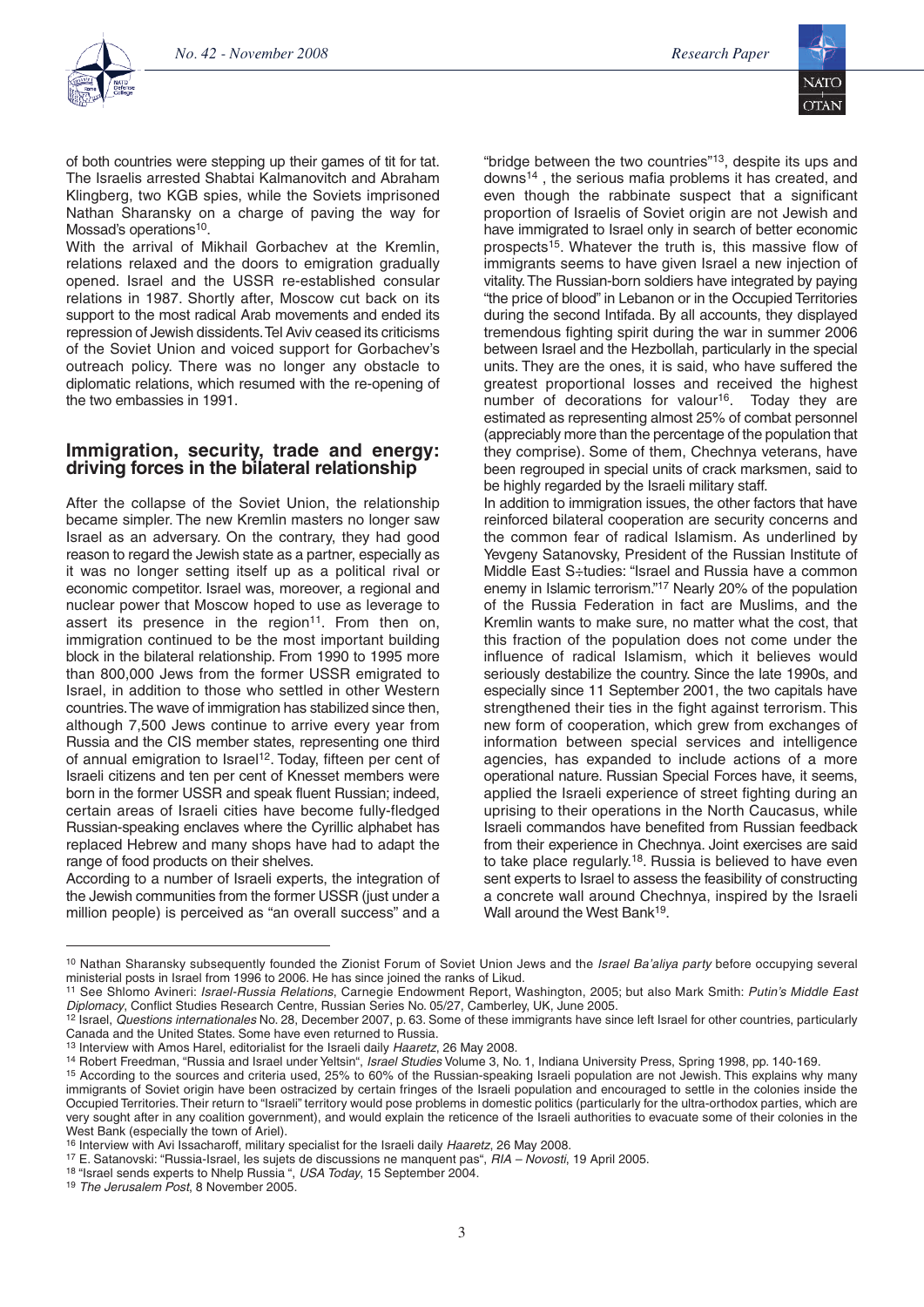of both countries were stepping up their games of tit for tat. The Israelis arrested Shabtai Kalmanovitch and Abraham Klingberg, two KGB spies, while the Soviets imprisoned Nathan Sharansky on a charge of paving the way for Mossad's operations[10].

With the arrival of Mikhail Gorbachev at the Kremlin, relations relaxed and the doors to emigration gradually opened. Israel and the USSR re-established consular relations in 1987. Shortly after, Moscow cut back on its support to the most radical Arab movements and ended its repression of Jewish dissidents. Tel Aviv ceased its criticisms of the Soviet Union and voiced support for Gorbachev's outreach policy. There was no longer any obstacle to diplomatic relations, which resumed with the re-opening of the two embassies in 1991.

## Immigration, security, trade and energy: driving forces in the bilateral relationship

After the collapse of the Soviet Union, the relationship became simpler. The new Kremlin masters no longer saw Israel as an adversary. On the contrary, they had good reason to regard the Jewish state as a partner, especially as it was no longer setting itself up as a political rival or economic competitor. Israel was, moreover, a regional and nuclear power that Moscow hoped to use as leverage to assert its presence in the region[11]. From then on, immigration continued to be the most important building block in the bilateral relationship. From 1990 to 1995 more than 800,000 Jews from the former USSR emigrated to Israel, in addition to those who settled in other Western countries. The wave of immigration has stabilized since then, although 7,500 Jews continue to arrive every year from Russia and the CIS member states, representing one third of annual emigration to Israel[12]. Today, fifteen per cent of Israeli citizens and ten per cent of Knesset members were born in the former USSR and speak fluent Russian; indeed, certain areas of Israeli cities have become fully-fledged Russian-speaking enclaves where the Cyrillic alphabet has replaced Hebrew and many shops have had to adapt the range of food products on their shelves.

According to a number of Israeli experts, the integration of the Jewish communities from the former USSR (just under a million people) is perceived as "an overall success" and a "bridge between the two countries"[13], despite its ups and downs[14], the serious mafia problems it has created, and even though the rabbinate suspect that a significant proportion of Israelis of Soviet origin are not Jewish and have immigrated to Israel only in search of better economic prospects[15]. Whatever the truth is, this massive flow of immigrants seems to have given Israel a new injection of vitality. The Russian-born soldiers have integrated by paying "the price of blood" in Lebanon or in the Occupied Territories during the second Intifada. By all accounts, they displayed tremendous fighting spirit during the war in summer 2006 between Israel and the Hezbollah, particularly in the special units. They are the ones, it is said, who have suffered the greatest proportional losses and received the highest number of decorations for valour[16]. Today they are estimated as representing almost 25% of combat personnel (appreciably more than the percentage of the population that they comprise). Some of them, Chechnya veterans, have been regrouped in special units of crack marksmen, said to be highly regarded by the Israeli military staff.

In addition to immigration issues, the other factors that have reinforced bilateral cooperation are security concerns and the common fear of radical Islamism. As underlined by Yevgeny Satanovsky, President of the Russian Institute of Middle East S÷tudies: "Israel and Russia have a common enemy in Islamic terrorism."[17] Nearly 20% of the population of the Russia Federation in fact are Muslims, and the Kremlin wants to make sure, no matter what the cost, that this fraction of the population does not come under the influence of radical Islamism, which it believes would seriously destabilize the country. Since the late 1990s, and especially since 11 September 2001, the two capitals have strengthened their ties in the fight against terrorism. This new form of cooperation, which grew from exchanges of information between special services and intelligence agencies, has expanded to include actions of a more operational nature. Russian Special Forces have, it seems, applied the Israeli experience of street fighting during an uprising to their operations in the North Caucasus, while Israeli commandos have benefited from Russian feedback from their experience in Chechnya. Joint exercises are said to take place regularly.[18]. Russia is believed to have even sent experts to Israel to assess the feasibility of constructing a concrete wall around Chechnya, inspired by the Israeli Wall around the West Bank[19].

---

[10] Nathan Sharansky subsequently founded the Zionist Forum of Soviet Union Jews and the *Israel Ba'aliya party* before occupying several ministerial posts in Israel from 1996 to 2006. He has since joined the ranks of Likud.

[11] See Shlomo Avineri: *Israel-Russia Relations*, Carnegie Endowment Report, Washington, 2005; but also Mark Smith: *Putin's Middle East Diplomacy*, Conflict Studies Research Centre, Russian Series No. 05/27, Camberley, UK, June 2005.

[12] Israel, *Questions internationales* No. 28, December 2007, p. 63. Some of these immigrants have since left Israel for other countries, particularly Canada and the United States. Some have even returned to Russia.

[13] Interview with Amos Harel, editorialist for the Israeli daily *Haaretz*, 26 May 2008.

[14] Robert Freedman, "Russia and Israel under Yeltsin", *Israel Studies* Volume 3, No. 1, Indiana University Press, Spring 1998, pp. 140-169.

[15] According to the sources and criteria used, 25% to 60% of the Russian-speaking Israeli population are not Jewish. This explains why many immigrants of Soviet origin have been ostracized by certain fringes of the Israeli population and encouraged to settle in the colonies inside the Occupied Territories. Their return to "Israeli" territory would pose problems in domestic politics (particularly for the ultra-orthodox parties, which are very sought after in any coalition government), and would explain the reticence of the Israeli authorities to evacuate some of their colonies in the West Bank (especially the town of Ariel).

[16] Interview with Avi Issacharoff, military specialist for the Israeli daily *Haaretz*, 26 May 2008.

[17] E. Satanovski: "Russia-Israel, les sujets de discussions ne manquent pas", *RIA – Novosti*, 19 April 2005.

[18] "Israel sends experts to Nhelp Russia ", *USA Today*, 15 September 2004.

[19] *The Jerusalem Post*, 8 November 2005.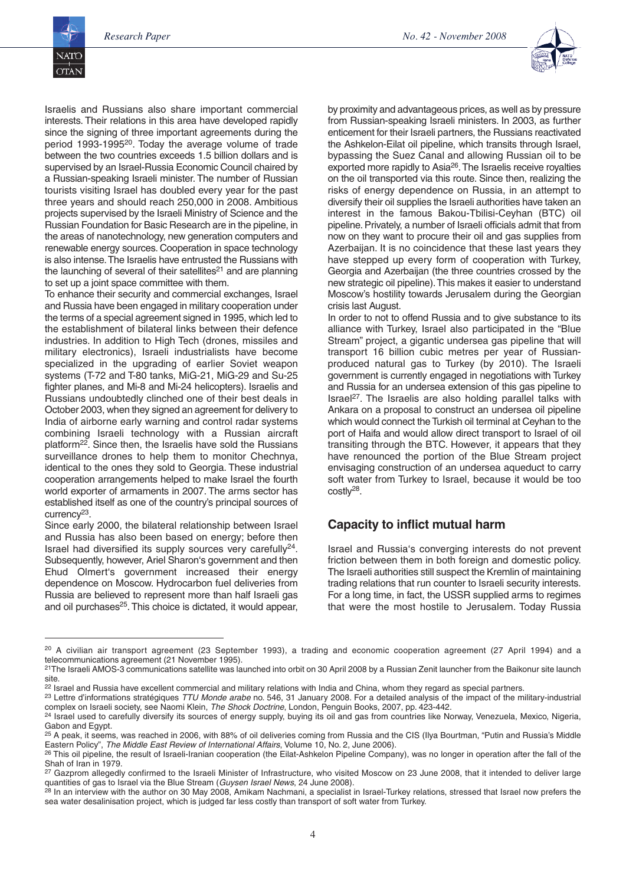Israelis and Russians also share important commercial interests. Their relations in this area have developed rapidly since the signing of three important agreements during the period 1993-1995[20]. Today the average volume of trade between the two countries exceeds 1.5 billion dollars and is supervised by an Israel-Russia Economic Council chaired by a Russian-speaking Israeli minister. The number of Russian tourists visiting Israel has doubled every year for the past three years and should reach 250,000 in 2008. Ambitious projects supervised by the Israeli Ministry of Science and the Russian Foundation for Basic Research are in the pipeline, in the areas of nanotechnology, new generation computers and renewable energy sources. Cooperation in space technology is also intense. The Israelis have entrusted the Russians with the launching of several of their satellites[21] and are planning to set up a joint space committee with them.

To enhance their security and commercial exchanges, Israel and Russia have been engaged in military cooperation under the terms of a special agreement signed in 1995, which led to the establishment of bilateral links between their defence industries. In addition to High Tech (drones, missiles and military electronics), Israeli industrialists have become specialized in the upgrading of earlier Soviet weapon systems (T-72 and T-80 tanks, MiG-21, MiG-29 and Su-25 fighter planes, and Mi-8 and Mi-24 helicopters). Israelis and Russians undoubtedly clinched one of their best deals in October 2003, when they signed an agreement for delivery to India of airborne early warning and control radar systems combining Israeli technology with a Russian aircraft platform[22]. Since then, the Israelis have sold the Russians surveillance drones to help them to monitor Chechnya, identical to the ones they sold to Georgia. These industrial cooperation arrangements helped to make Israel the fourth world exporter of armaments in 2007. The arms sector has established itself as one of the country's principal sources of currency[23].

Since early 2000, the bilateral relationship between Israel and Russia has also been based on energy; before then Israel had diversified its supply sources very carefully[24]. Subsequently, however, Ariel Sharon's government and then Ehud Olmert's government increased their energy dependence on Moscow. Hydrocarbon fuel deliveries from Russia are believed to represent more than half Israeli gas and oil purchases[25]. This choice is dictated, it would appear, by proximity and advantageous prices, as well as by pressure from Russian-speaking Israeli ministers. In 2003, as further enticement for their Israeli partners, the Russians reactivated the Ashkelon-Eilat oil pipeline, which transits through Israel, bypassing the Suez Canal and allowing Russian oil to be exported more rapidly to Asia[26]. The Israelis receive royalties on the oil transported via this route. Since then, realizing the risks of energy dependence on Russia, in an attempt to diversify their oil supplies the Israeli authorities have taken an interest in the famous Bakou-Tbilisi-Ceyhan (BTC) oil pipeline. Privately, a number of Israeli officials admit that from now on they want to procure their oil and gas supplies from Azerbaijan. It is no coincidence that these last years they have stepped up every form of cooperation with Turkey, Georgia and Azerbaijan (the three countries crossed by the new strategic oil pipeline). This makes it easier to understand Moscow's hostility towards Jerusalem during the Georgian crisis last August.

In order to not to offend Russia and to give substance to its alliance with Turkey, Israel also participated in the "Blue Stream" project, a gigantic undersea gas pipeline that will transport 16 billion cubic metres per year of Russian-produced natural gas to Turkey (by 2010). The Israeli government is currently engaged in negotiations with Turkey and Russia for an undersea extension of this gas pipeline to Israel[27]. The Israelis are also holding parallel talks with Ankara on a proposal to construct an undersea oil pipeline which would connect the Turkish oil terminal at Ceyhan to the port of Haifa and would allow direct transport to Israel of oil transiting through the BTC. However, it appears that they have renounced the portion of the Blue Stream project envisaging construction of an undersea aqueduct to carry soft water from Turkey to Israel, because it would be too costly[28].

## Capacity to inflict mutual harm

Israel and Russia's converging interests do not prevent friction between them in both foreign and domestic policy. The Israeli authorities still suspect the Kremlin of maintaining trading relations that run counter to Israeli security interests. For a long time, in fact, the USSR supplied arms to regimes that were the most hostile to Jerusalem. Today Russia

---

[20] A civilian air transport agreement (23 September 1993), a trading and economic cooperation agreement (27 April 1994) and a telecommunications agreement (21 November 1995).

[21] The Israeli AMOS-3 communications satellite was launched into orbit on 30 April 2008 by a Russian Zenit launcher from the Baikonur site launch site.

[22] Israel and Russia have excellent commercial and military relations with India and China, whom they regard as special partners.

[23] Lettre d'informations stratégiques *TTU Monde arabe* no. 546, 31 January 2008. For a detailed analysis of the impact of the military-industrial complex on Israeli society, see Naomi Klein, *The Shock Doctrine*, London, Penguin Books, 2007, pp. 423-442.

[24] Israel used to carefully diversify its sources of energy supply, buying its oil and gas from countries like Norway, Venezuela, Mexico, Nigeria, Gabon and Egypt.

[25] A peak, it seems, was reached in 2006, with 88% of oil deliveries coming from Russia and the CIS (Ilya Bourtman, "Putin and Russia's Middle Eastern Policy", *The Middle East Review of International Affairs*, Volume 10, No. 2, June 2006).

[26] This oil pipeline, the result of Israeli-Iranian cooperation (the Eilat-Ashkelon Pipeline Company), was no longer in operation after the fall of the Shah of Iran in 1979.

[27] Gazprom allegedly confirmed to the Israeli Minister of Infrastructure, who visited Moscow on 23 June 2008, that it intended to deliver large quantities of gas to Israel via the Blue Stream (*Guysen Israel News*, 24 June 2008).

[28] In an interview with the author on 30 May 2008, Amikam Nachmani, a specialist in Israel-Turkey relations, stressed that Israel now prefers the sea water desalinisation project, which is judged far less costly than transport of soft water from Turkey.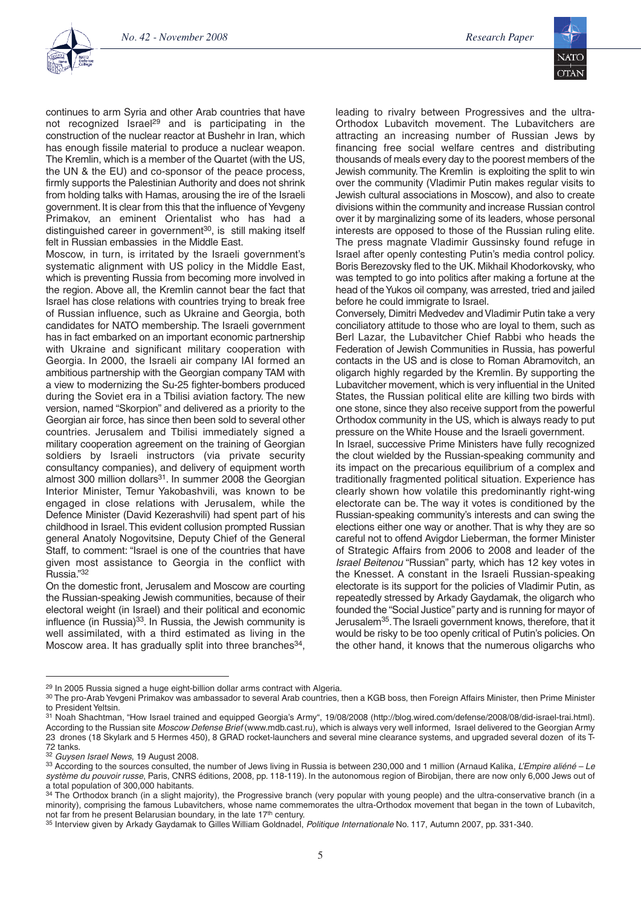continues to arm Syria and other Arab countries that have not recognized Israel[29] and is participating in the construction of the nuclear reactor at Bushehr in Iran, which has enough fissile material to produce a nuclear weapon. The Kremlin, which is a member of the Quartet (with the US, the UN & the EU) and co-sponsor of the peace process, firmly supports the Palestinian Authority and does not shrink from holding talks with Hamas, arousing the ire of the Israeli government. It is clear from this that the influence of Yevgeny Primakov, an eminent Orientalist who has had a distinguished career in government[30], is still making itself felt in Russian embassies in the Middle East.

Moscow, in turn, is irritated by the Israeli government's systematic alignment with US policy in the Middle East, which is preventing Russia from becoming more involved in the region. Above all, the Kremlin cannot bear the fact that Israel has close relations with countries trying to break free of Russian influence, such as Ukraine and Georgia, both candidates for NATO membership. The Israeli government has in fact embarked on an important economic partnership with Ukraine and significant military cooperation with Georgia. In 2000, the Israeli air company IAI formed an ambitious partnership with the Georgian company TAM with a view to modernizing the Su-25 fighter-bombers produced during the Soviet era in a Tbilisi aviation factory. The new version, named "Skorpion" and delivered as a priority to the Georgian air force, has since then been sold to several other countries. Jerusalem and Tbilisi immediately signed a military cooperation agreement on the training of Georgian soldiers by Israeli instructors (via private security consultancy companies), and delivery of equipment worth almost 300 million dollars[31]. In summer 2008 the Georgian Interior Minister, Temur Yakobashvili, was known to be engaged in close relations with Jerusalem, while the Defence Minister (David Kezerashvili) had spent part of his childhood in Israel. This evident collusion prompted Russian general Anatoly Nogovitsine, Deputy Chief of the General Staff, to comment: "Israel is one of the countries that have given most assistance to Georgia in the conflict with Russia."[32]

On the domestic front, Jerusalem and Moscow are courting the Russian-speaking Jewish communities, because of their electoral weight (in Israel) and their political and economic influence (in Russia)[33]. In Russia, the Jewish community is well assimilated, with a third estimated as living in the Moscow area. It has gradually split into three branches[34], leading to rivalry between Progressives and the ultra-Orthodox Lubavitch movement. The Lubavitchers are attracting an increasing number of Russian Jews by financing free social welfare centres and distributing thousands of meals every day to the poorest members of the Jewish community. The Kremlin is exploiting the split to win over the community (Vladimir Putin makes regular visits to Jewish cultural associations in Moscow), and also to create divisions within the community and increase Russian control over it by marginalizing some of its leaders, whose personal interests are opposed to those of the Russian ruling elite. The press magnate Vladimir Gussinsky found refuge in Israel after openly contesting Putin's media control policy. Boris Berezovsky fled to the UK. Mikhail Khodorkovsky, who was tempted to go into politics after making a fortune at the head of the Yukos oil company, was arrested, tried and jailed before he could immigrate to Israel.

Conversely, Dimitri Medvedev and Vladimir Putin take a very conciliatory attitude to those who are loyal to them, such as Berl Lazar, the Lubavitcher Chief Rabbi who heads the Federation of Jewish Communities in Russia, has powerful contacts in the US and is close to Roman Abramovitch, an oligarch highly regarded by the Kremlin. By supporting the Lubavitcher movement, which is very influential in the United States, the Russian political elite are killing two birds with one stone, since they also receive support from the powerful Orthodox community in the US, which is always ready to put pressure on the White House and the Israeli government.

In Israel, successive Prime Ministers have fully recognized the clout wielded by the Russian-speaking community and its impact on the precarious equilibrium of a complex and traditionally fragmented political situation. Experience has clearly shown how volatile this predominantly right-wing electorate can be. The way it votes is conditioned by the Russian-speaking community's interests and can swing the elections either one way or another. That is why they are so careful not to offend Avigdor Lieberman, the former Minister of Strategic Affairs from 2006 to 2008 and leader of the *Israel Beitenou* "Russian" party, which has 12 key votes in the Knesset. A constant in the Israeli Russian-speaking electorate is its support for the policies of Vladimir Putin, as repeatedly stressed by Arkady Gaydamak, the oligarch who founded the "Social Justice" party and is running for mayor of Jerusalem[35]. The Israeli government knows, therefore, that it would be risky to be too openly critical of Putin's policies. On the other hand, it knows that the numerous oligarchs who

---

[29] In 2005 Russia signed a huge eight-billion dollar arms contract with Algeria.

[30] The pro-Arab Yevgeni Primakov was ambassador to several Arab countries, then a KGB boss, then Foreign Affairs Minister, then Prime Minister to President Yeltsin.

[31] Noah Shachtman, "How Israel trained and equipped Georgia's Army", 19/08/2008 (http://blog.wired.com/defense/2008/08/did-israel-trai.html). According to the Russian site *Moscow Defense Brief* (www.mdb.cast.ru), which is always very well informed, Israel delivered to the Georgian Army 23 drones (18 Skylark and 5 Hermes 450), 8 GRAD rocket-launchers and several mine clearance systems, and upgraded several dozen of its T-72 tanks.

[32] *Guysen Israel News*, 19 August 2008.

[33] According to the sources consulted, the number of Jews living in Russia is between 230,000 and 1 million (Arnaud Kalika, *L'Empire aliéné – Le système du pouvoir russe*, Paris, CNRS éditions, 2008, pp. 118-119). In the autonomous region of Birobijan, there are now only 6,000 Jews out of a total population of 300,000 habitants.

[34] The Orthodox branch (in a slight majority), the Progressive branch (very popular with young people) and the ultra-conservative branch (in a minority), comprising the famous Lubavitchers, whose name commemorates the ultra-Orthodox movement that began in the town of Lubavitch, not far from he present Belarusian boundary, in the late 17th century.

[35] Interview given by Arkady Gaydamak to Gilles William Goldnadel, *Politique Internationale* No. 117, Autumn 2007, pp. 331-340.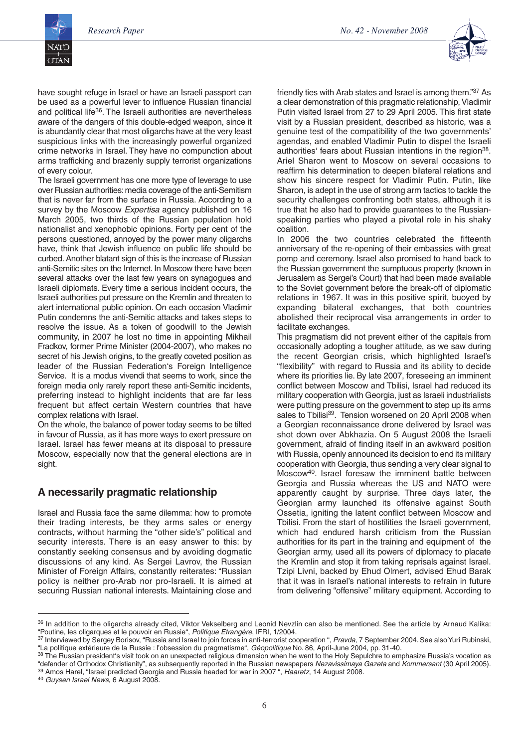have sought refuge in Israel or have an Israeli passport can be used as a powerful lever to influence Russian financial and political life[36]. The Israeli authorities are nevertheless aware of the dangers of this double-edged weapon, since it is abundantly clear that most oligarchs have at the very least suspicious links with the increasingly powerful organized crime networks in Israel. They have no compunction about arms trafficking and brazenly supply terrorist organizations of every colour.

The Israeli government has one more type of leverage to use over Russian authorities: media coverage of the anti-Semitism that is never far from the surface in Russia. According to a survey by the Moscow *Expertisa* agency published on 16 March 2005, two thirds of the Russian population hold nationalist and xenophobic opinions. Forty per cent of the persons questioned, annoyed by the power many oligarchs have, think that Jewish influence on public life should be curbed. Another blatant sign of this is the increase of Russian anti-Semitic sites on the Internet. In Moscow there have been several attacks over the last few years on synagogues and Israeli diplomats. Every time a serious incident occurs, the Israeli authorities put pressure on the Kremlin and threaten to alert international public opinion. On each occasion Vladimir Putin condemns the anti-Semitic attacks and takes steps to resolve the issue. As a token of goodwill to the Jewish community, in 2007 he lost no time in appointing Mikhail Fradkov, former Prime Minister (2004-2007), who makes no secret of his Jewish origins, to the greatly coveted position as leader of the Russian Federation's Foreign Intelligence Service. It is a modus vivendi that seems to work, since the foreign media only rarely report these anti-Semitic incidents, preferring instead to highlight incidents that are far less frequent but affect certain Western countries that have complex relations with Israel.

On the whole, the balance of power today seems to be tilted in favour of Russia, as it has more ways to exert pressure on Israel. Israel has fewer means at its disposal to pressure Moscow, especially now that the general elections are in sight.

## A necessarily pragmatic relationship

Israel and Russia face the same dilemma: how to promote their trading interests, be they arms sales or energy contracts, without harming the "other side's" political and security interests. There is an easy answer to this: by constantly seeking consensus and by avoiding dogmatic discussions of any kind. As Sergei Lavrov, the Russian Minister of Foreign Affairs, constantly reiterates: "Russian policy is neither pro-Arab nor pro-Israeli. It is aimed at securing Russian national interests. Maintaining close and friendly ties with Arab states and Israel is among them."[37] As a clear demonstration of this pragmatic relationship, Vladimir Putin visited Israel from 27 to 29 April 2005. This first state visit by a Russian president, described as historic, was a genuine test of the compatibility of the two governments' agendas, and enabled Vladimir Putin to dispel the Israeli authorities' fears about Russian intentions in the region[38]. Ariel Sharon went to Moscow on several occasions to reaffirm his determination to deepen bilateral relations and show his sincere respect for Vladimir Putin. Putin, like Sharon, is adept in the use of strong arm tactics to tackle the security challenges confronting both states, although it is true that he also had to provide guarantees to the Russian-speaking parties who played a pivotal role in his shaky coalition.

In 2006 the two countries celebrated the fifteenth anniversary of the re-opening of their embassies with great pomp and ceremony. Israel also promised to hand back to the Russian government the sumptuous property (known in Jerusalem as Sergei's Court) that had been made available to the Soviet government before the break-off of diplomatic relations in 1967. It was in this positive spirit, buoyed by expanding bilateral exchanges, that both countries abolished their reciprocal visa arrangements in order to facilitate exchanges.

This pragmatism did not prevent either of the capitals from occasionally adopting a tougher attitude, as we saw during the recent Georgian crisis, which highlighted Israel's "flexibility" with regard to Russia and its ability to decide where its priorities lie. By late 2007, foreseeing an imminent conflict between Moscow and Tbilisi, Israel had reduced its military cooperation with Georgia, just as Israeli industrialists were putting pressure on the government to step up its arms sales to Tbilisi[39]. Tension worsened on 20 April 2008 when a Georgian reconnaissance drone delivered by Israel was shot down over Abkhazia. On 5 August 2008 the Israeli government, afraid of finding itself in an awkward position with Russia, openly announced its decision to end its military cooperation with Georgia, thus sending a very clear signal to Moscow[40]. Israel foresaw the imminent battle between Georgia and Russia whereas the US and NATO were apparently caught by surprise. Three days later, the Georgian army launched its offensive against South Ossetia, igniting the latent conflict between Moscow and Tbilisi. From the start of hostilities the Israeli government, which had endured harsh criticism from the Russian authorities for its part in the training and equipment of the Georgian army, used all its powers of diplomacy to placate the Kremlin and stop it from taking reprisals against Israel. Tzipi Livni, backed by Ehud Olmert, advised Ehud Barak that it was in Israel's national interests to refrain in future from delivering "offensive" military equipment. According to

---

[36] In addition to the oligarchs already cited, Viktor Vekselberg and Leonid Nevzlin can also be mentioned. See the article by Arnaud Kalika: "Poutine, les oligarques et le pouvoir en Russie", *Politique Etrangère*, IFRI, 1/2004.

[37] Interviewed by Sergey Borisov, "Russia and Israel to join forces in anti-terrorist cooperation ", *Pravda*, 7 September 2004. See also Yuri Rubinski, "La politique extérieure de la Russie : l'obsession du pragmatisme", *Géopolitique* No. 86, April-June 2004, pp. 31-40.

[38] The Russian president's visit took on an unexpected religious dimension when he went to the Holy Sepulchre to emphasize Russia's vocation as "defender of Orthodox Christianity", as subsequently reported in the Russian newspapers *Nezavissimaya Gazeta* and *Kommersant* (30 April 2005).

[39] Amos Harel, "Israel predicted Georgia and Russia headed for war in 2007 ", *Haaretz*, 14 August 2008.

[40] *Guysen Israel News*, 6 August 2008.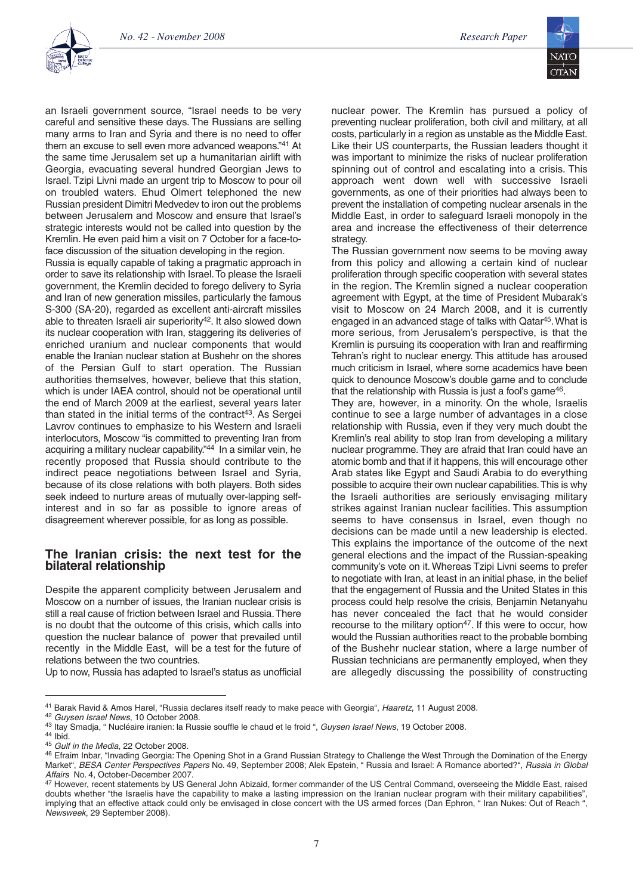an Israeli government source, "Israel needs to be very careful and sensitive these days. The Russians are selling many arms to Iran and Syria and there is no need to offer them an excuse to sell even more advanced weapons."[41] At the same time Jerusalem set up a humanitarian airlift with Georgia, evacuating several hundred Georgian Jews to Israel. Tzipi Livni made an urgent trip to Moscow to pour oil on troubled waters. Ehud Olmert telephoned the new Russian president Dimitri Medvedev to iron out the problems between Jerusalem and Moscow and ensure that Israel's strategic interests would not be called into question by the Kremlin. He even paid him a visit on 7 October for a face-to-face discussion of the situation developing in the region.

Russia is equally capable of taking a pragmatic approach in order to save its relationship with Israel. To please the Israeli government, the Kremlin decided to forego delivery to Syria and Iran of new generation missiles, particularly the famous S-300 (SA-20), regarded as excellent anti-aircraft missiles able to threaten Israeli air superiority[42]. It also slowed down its nuclear cooperation with Iran, staggering its deliveries of enriched uranium and nuclear components that would enable the Iranian nuclear station at Bushehr on the shores of the Persian Gulf to start operation. The Russian authorities themselves, however, believe that this station, which is under IAEA control, should not be operational until the end of March 2009 at the earliest, several years later than stated in the initial terms of the contract[43]. As Sergei Lavrov continues to emphasize to his Western and Israeli interlocutors, Moscow "is committed to preventing Iran from acquiring a military nuclear capability."[44] In a similar vein, he recently proposed that Russia should contribute to the indirect peace negotiations between Israel and Syria, because of its close relations with both players. Both sides seek indeed to nurture areas of mutually over-lapping self-interest and in so far as possible to ignore areas of disagreement wherever possible, for as long as possible.

## The Iranian crisis: the next test for the bilateral relationship

Despite the apparent complicity between Jerusalem and Moscow on a number of issues, the Iranian nuclear crisis is still a real cause of friction between Israel and Russia. There is no doubt that the outcome of this crisis, which calls into question the nuclear balance of power that prevailed until recently in the Middle East, will be a test for the future of relations between the two countries.

Up to now, Russia has adapted to Israel's status as unofficial nuclear power. The Kremlin has pursued a policy of preventing nuclear proliferation, both civil and military, at all costs, particularly in a region as unstable as the Middle East. Like their US counterparts, the Russian leaders thought it was important to minimize the risks of nuclear proliferation spinning out of control and escalating into a crisis. This approach went down well with successive Israeli governments, as one of their priorities had always been to prevent the installation of competing nuclear arsenals in the Middle East, in order to safeguard Israeli monopoly in the area and increase the effectiveness of their deterrence strategy.

The Russian government now seems to be moving away from this policy and allowing a certain kind of nuclear proliferation through specific cooperation with several states in the region. The Kremlin signed a nuclear cooperation agreement with Egypt, at the time of President Mubarak's visit to Moscow on 24 March 2008, and it is currently engaged in an advanced stage of talks with Qatar[45]. What is more serious, from Jerusalem's perspective, is that the Kremlin is pursuing its cooperation with Iran and reaffirming Tehran's right to nuclear energy. This attitude has aroused much criticism in Israel, where some academics have been quick to denounce Moscow's double game and to conclude that the relationship with Russia is just a fool's game[46].

They are, however, in a minority. On the whole, Israelis continue to see a large number of advantages in a close relationship with Russia, even if they very much doubt the Kremlin's real ability to stop Iran from developing a military nuclear programme. They are afraid that Iran could have an atomic bomb and that if it happens, this will encourage other Arab states like Egypt and Saudi Arabia to do everything possible to acquire their own nuclear capabilities. This is why the Israeli authorities are seriously envisaging military strikes against Iranian nuclear facilities. This assumption seems to have consensus in Israel, even though no decisions can be made until a new leadership is elected. This explains the importance of the outcome of the next general elections and the impact of the Russian-speaking community's vote on it. Whereas Tzipi Livni seems to prefer to negotiate with Iran, at least in an initial phase, in the belief that the engagement of Russia and the United States in this process could help resolve the crisis, Benjamin Netanyahu has never concealed the fact that he would consider recourse to the military option[47]. If this were to occur, how would the Russian authorities react to the probable bombing of the Bushehr nuclear station, where a large number of Russian technicians are permanently employed, when they are allegedly discussing the possibility of constructing

---

[41] Barak Ravid & Amos Harel, "Russia declares itself ready to make peace with Georgia", *Haaretz*, 11 August 2008.

[42] *Guysen Israel News*, 10 October 2008.

[43] Itay Smadja, " Nucléaire iranien: la Russie souffle le chaud et le froid ", *Guysen Israel News*, 19 October 2008.

[44] Ibid.

[45] *Gulf in the Media*, 22 October 2008.

[46] Efraim Inbar, "Invading Georgia: The Opening Shot in a Grand Russian Strategy to Challenge the West Through the Domination of the Energy Market", *BESA Center Perspectives Papers* No. 49, September 2008; Alek Epstein, " Russia and Israel: A Romance aborted?", *Russia in Global Affairs* No. 4, October-December 2007.

[47] However, recent statements by US General John Abizaid, former commander of the US Central Command, overseeing the Middle East, raised doubts whether "the Israelis have the capability to make a lasting impression on the Iranian nuclear program with their military capabilities", implying that an effective attack could only be envisaged in close concert with the US armed forces (Dan Ephron, " Iran Nukes: Out of Reach ", *Newsweek*, 29 September 2008).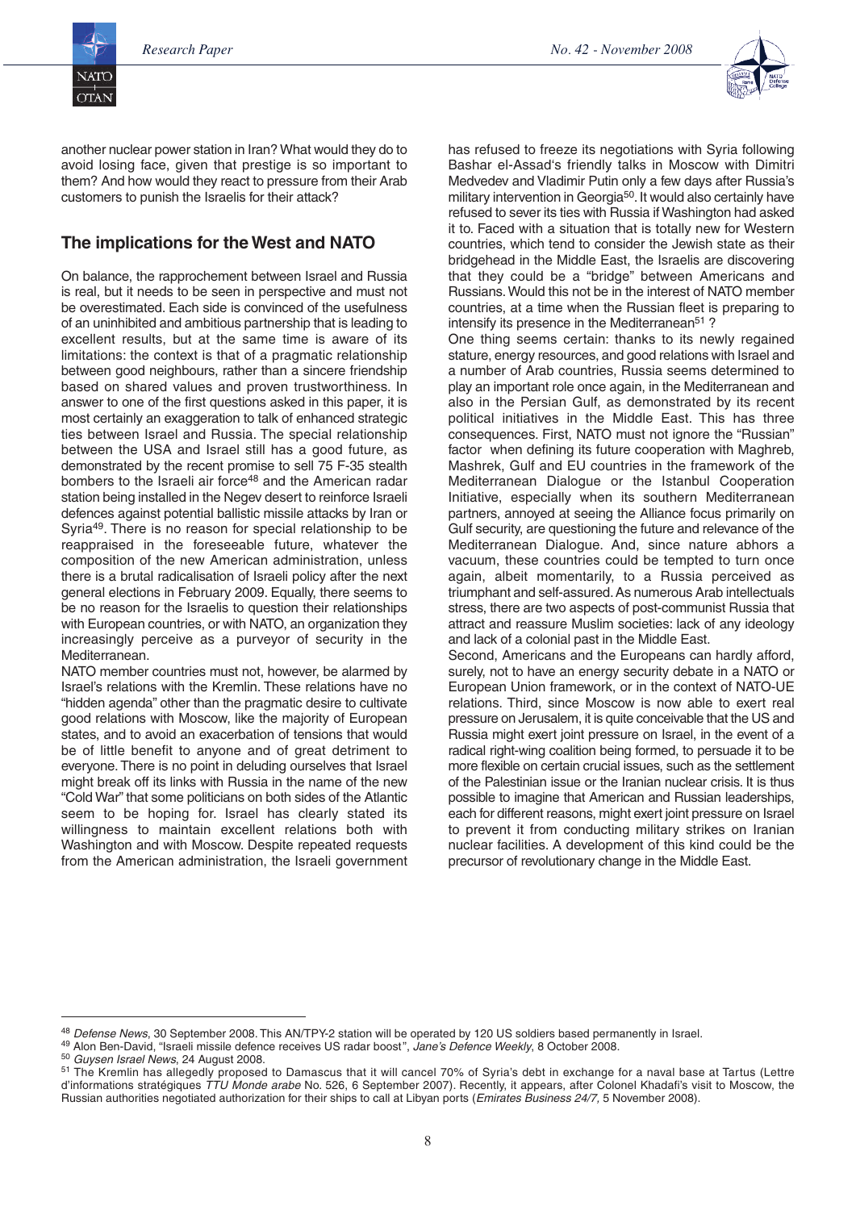another nuclear power station in Iran? What would they do to avoid losing face, given that prestige is so important to them? And how would they react to pressure from their Arab customers to punish the Israelis for their attack?

## The implications for the West and NATO

On balance, the rapprochement between Israel and Russia is real, but it needs to be seen in perspective and must not be overestimated. Each side is convinced of the usefulness of an uninhibited and ambitious partnership that is leading to excellent results, but at the same time is aware of its limitations: the context is that of a pragmatic relationship between good neighbours, rather than a sincere friendship based on shared values and proven trustworthiness. In answer to one of the first questions asked in this paper, it is most certainly an exaggeration to talk of enhanced strategic ties between Israel and Russia. The special relationship between the USA and Israel still has a good future, as demonstrated by the recent promise to sell 75 F-35 stealth bombers to the Israeli air force[48] and the American radar station being installed in the Negev desert to reinforce Israeli defences against potential ballistic missile attacks by Iran or Syria[49]. There is no reason for special relationship to be reappraised in the foreseeable future, whatever the composition of the new American administration, unless there is a brutal radicalisation of Israeli policy after the next general elections in February 2009. Equally, there seems to be no reason for the Israelis to question their relationships with European countries, or with NATO, an organization they increasingly perceive as a purveyor of security in the Mediterranean.

NATO member countries must not, however, be alarmed by Israel's relations with the Kremlin. These relations have no "hidden agenda" other than the pragmatic desire to cultivate good relations with Moscow, like the majority of European states, and to avoid an exacerbation of tensions that would be of little benefit to anyone and of great detriment to everyone. There is no point in deluding ourselves that Israel might break off its links with Russia in the name of the new "Cold War" that some politicians on both sides of the Atlantic seem to be hoping for. Israel has clearly stated its willingness to maintain excellent relations both with Washington and with Moscow. Despite repeated requests from the American administration, the Israeli government has refused to freeze its negotiations with Syria following Bashar el-Assad's friendly talks in Moscow with Dimitri Medvedev and Vladimir Putin only a few days after Russia's military intervention in Georgia[50]. It would also certainly have refused to sever its ties with Russia if Washington had asked it to. Faced with a situation that is totally new for Western countries, which tend to consider the Jewish state as their bridgehead in the Middle East, the Israelis are discovering that they could be a "bridge" between Americans and Russians. Would this not be in the interest of NATO member countries, at a time when the Russian fleet is preparing to intensify its presence in the Mediterranean[51] ?

One thing seems certain: thanks to its newly regained stature, energy resources, and good relations with Israel and a number of Arab countries, Russia seems determined to play an important role once again, in the Mediterranean and also in the Persian Gulf, as demonstrated by its recent political initiatives in the Middle East. This has three consequences. First, NATO must not ignore the "Russian" factor when defining its future cooperation with Maghreb, Mashrek, Gulf and EU countries in the framework of the Mediterranean Dialogue or the Istanbul Cooperation Initiative, especially when its southern Mediterranean partners, annoyed at seeing the Alliance focus primarily on Gulf security, are questioning the future and relevance of the Mediterranean Dialogue. And, since nature abhors a vacuum, these countries could be tempted to turn once again, albeit momentarily, to a Russia perceived as triumphant and self-assured. As numerous Arab intellectuals stress, there are two aspects of post-communist Russia that attract and reassure Muslim societies: lack of any ideology and lack of a colonial past in the Middle East.

Second, Americans and the Europeans can hardly afford, surely, not to have an energy security debate in a NATO or European Union framework, or in the context of NATO-UE relations. Third, since Moscow is now able to exert real pressure on Jerusalem, it is quite conceivable that the US and Russia might exert joint pressure on Israel, in the event of a radical right-wing coalition being formed, to persuade it to be more flexible on certain crucial issues, such as the settlement of the Palestinian issue or the Iranian nuclear crisis. It is thus possible to imagine that American and Russian leaderships, each for different reasons, might exert joint pressure on Israel to prevent it from conducting military strikes on Iranian nuclear facilities. A development of this kind could be the precursor of revolutionary change in the Middle East.

---

[48] *Defense News*, 30 September 2008. This AN/TPY-2 station will be operated by 120 US soldiers based permanently in Israel.

[49] Alon Ben-David, "Israeli missile defence receives US radar boost", *Jane's Defence Weekly*, 8 October 2008.

[50] *Guysen Israel News*, 24 August 2008.

[51] The Kremlin has allegedly proposed to Damascus that it will cancel 70% of Syria's debt in exchange for a naval base at Tartus (Lettre d'informations stratégiques *TTU Monde arabe* No. 526, 6 September 2007). Recently, it appears, after Colonel Khadafi's visit to Moscow, the Russian authorities negotiated authorization for their ships to call at Libyan ports (*Emirates Business 24/7,* 5 November 2008).